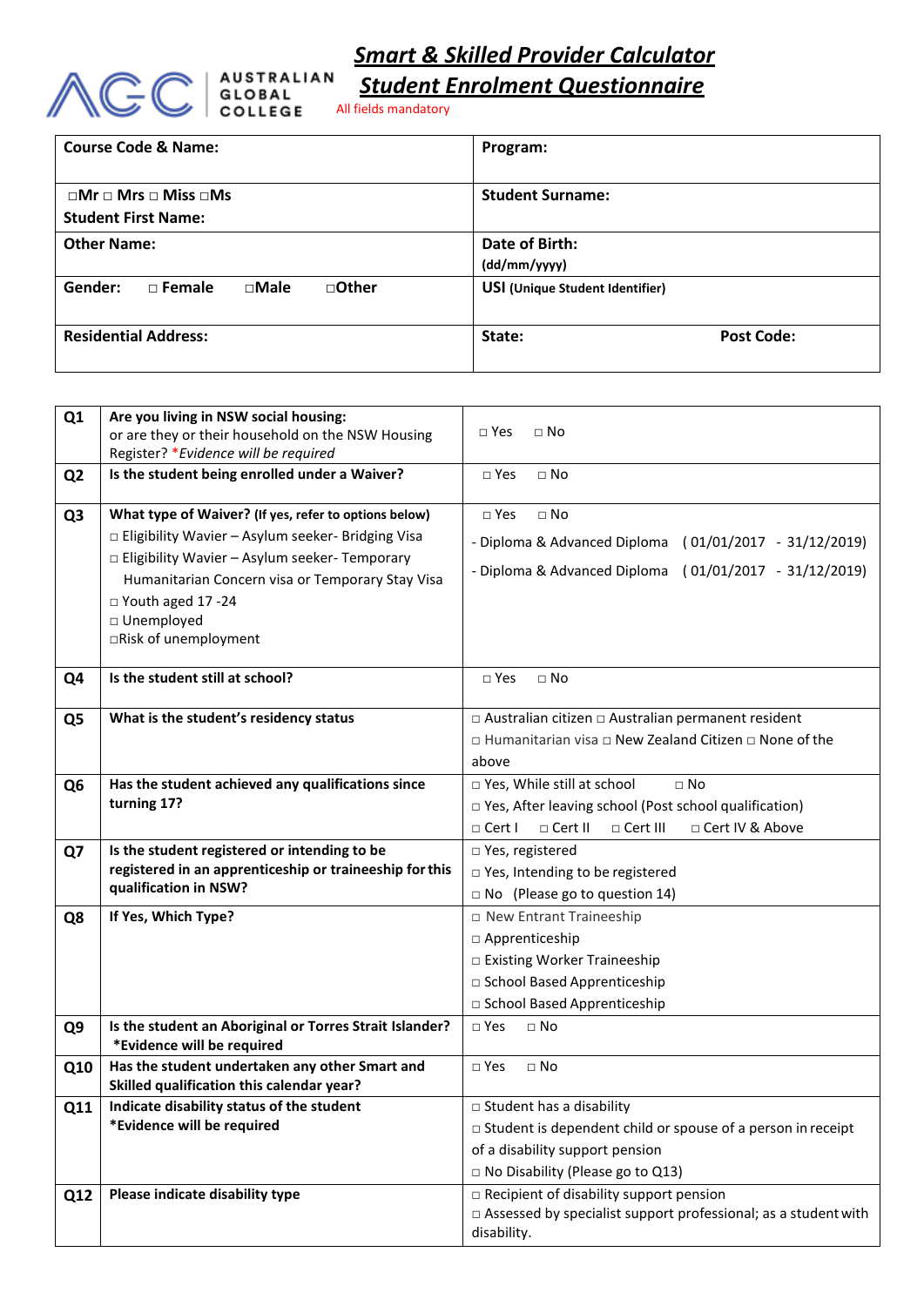AUSTRALIAN GLOBAL COLLEGE

# *Smart & Skilled Provider Calculator*

# *Student Enrolment Questionnaire*

All fields mandatory

| | |
|---|---|
| **Course Code & Name:** | **Program:** |
| **□Mr □ Mrs □ Miss □Ms**<br>**Student First Name:** | **Student Surname:** |
| **Other Name:** | **Date of Birth:**<br>**(dd/mm/yyyy)** |
| **Gender:** □ Female □Male □Other | **USI (Unique Student Identifier)** |
| **Residential Address:** | **State:** **Post Code:** |

| | | |
|---|---|---|
| **Q1** | **Are you living in NSW social housing:**<br>or are they or their household on the NSW Housing Register? **Evidence will be required* | □ Yes □ No |
| **Q2** | **Is the student being enrolled under a Waiver?** | □ Yes □ No |
| **Q3** | **What type of Waiver? (If yes, refer to options below)**<br>□ Eligibility Wavier – Asylum seeker- Bridging Visa<br>□ Eligibility Wavier – Asylum seeker- Temporary Humanitarian Concern visa or Temporary Stay Visa<br>□ Youth aged 17 -24<br>□ Unemployed<br>□Risk of unemployment | □ Yes □ No<br>- Diploma & Advanced Diploma ( 01/01/2017 - 31/12/2019)<br>- Diploma & Advanced Diploma ( 01/01/2017 - 31/12/2019) |
| **Q4** | **Is the student still at school?** | □ Yes □ No |
| **Q5** | **What is the student's residency status** | □ Australian citizen □ Australian permanent resident<br>□ Humanitarian visa □ New Zealand Citizen □ None of the above |
| **Q6** | **Has the student achieved any qualifications since turning 17?** | □ Yes, While still at school □ No<br>□ Yes, After leaving school (Post school qualification)<br>□ Cert I □ Cert II □ Cert III □ Cert IV & Above |
| **Q7** | **Is the student registered or intending to be registered in an apprenticeship or traineeship for this qualification in NSW?** | □ Yes, registered<br>□ Yes, Intending to be registered<br>□ No (Please go to question 14) |
| **Q8** | **If Yes, Which Type?** | □ New Entrant Traineeship<br>□ Apprenticeship<br>□ Existing Worker Traineeship<br>□ School Based Apprenticeship<br>□ School Based Apprenticeship |
| **Q9** | **Is the student an Aboriginal or Torres Strait Islander?**<br>**\*Evidence will be required** | □ Yes □ No |
| **Q10** | **Has the student undertaken any other Smart and Skilled qualification this calendar year?** | □ Yes □ No |
| **Q11** | **Indicate disability status of the student**<br>**\*Evidence will be required** | □ Student has a disability<br>□ Student is dependent child or spouse of a person in receipt of a disability support pension<br>□ No Disability (Please go to Q13) |
| **Q12** | **Please indicate disability type** | □ Recipient of disability support pension<br>□ Assessed by specialist support professional; as a student with disability. |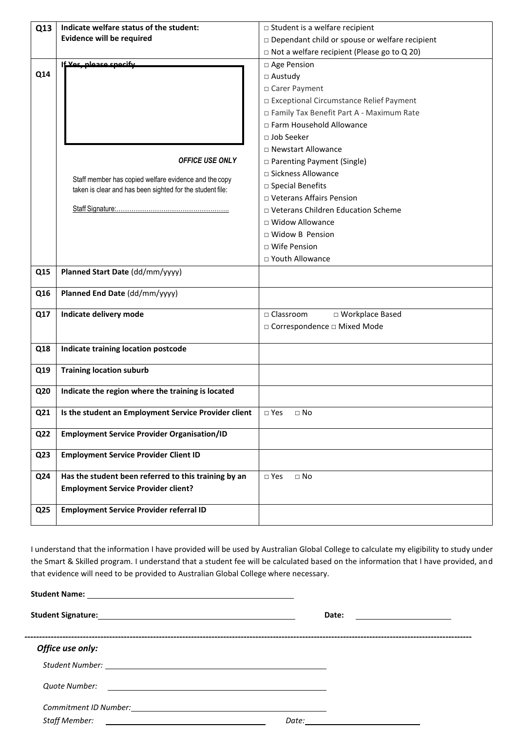| | | |
|---|---|---|
| Q13 | **Indicate welfare status of the student:** **Evidence will be required** | □ Student is a welfare recipient<br>□ Dependant child or spouse or welfare recipient<br>□ Not a welfare recipient (Please go to Q 20) |
| Q14 | If Yes, please specify<br><br>*OFFICE USE ONLY*<br><br>Staff member has copied welfare evidence and the copy taken is clear and has been sighted for the student file:<br><br>Staff Signature:..................................................... | □ Age Pension<br>□ Austudy<br>□ Carer Payment<br>□ Exceptional Circumstance Relief Payment<br>□ Family Tax Benefit Part A - Maximum Rate<br>□ Farm Household Allowance<br>□ Job Seeker<br>□ Newstart Allowance<br>□ Parenting Payment (Single)<br>□ Sickness Allowance<br>□ Special Benefits<br>□ Veterans Affairs Pension<br>□ Veterans Children Education Scheme<br>□ Widow Allowance<br>□ Widow B Pension<br>□ Wife Pension<br>□ Youth Allowance |
| Q15 | **Planned Start Date** (dd/mm/yyyy) | |
| Q16 | **Planned End Date** (dd/mm/yyyy) | |
| Q17 | **Indicate delivery mode** | □ Classroom □ Workplace Based<br>□ Correspondence □ Mixed Mode |
| Q18 | **Indicate training location postcode** | |
| Q19 | **Training location suburb** | |
| Q20 | **Indicate the region where the training is located** | |
| Q21 | **Is the student an Employment Service Provider client** | □ Yes □ No |
| Q22 | **Employment Service Provider Organisation/ID** | |
| Q23 | **Employment Service Provider Client ID** | |
| Q24 | **Has the student been referred to this training by an Employment Service Provider client?** | □ Yes □ No |
| Q25 | **Employment Service Provider referral ID** | |

I understand that the information I have provided will be used by Australian Global College to calculate my eligibility to study under the Smart & Skilled program. I understand that a student fee will be calculated based on the information that I have provided, and that evidence will need to be provided to Australian Global College where necessary.

**Student Name:** ______________________________

**Student Signature:** ______________________________ **Date:** ____________________

---

*Office use only:*

*Student Number:* ______________________________

*Quote Number:* ______________________________

*Commitment ID Number:* ______________________________

*Staff Member:* ______________________________ *Date:* ____________________